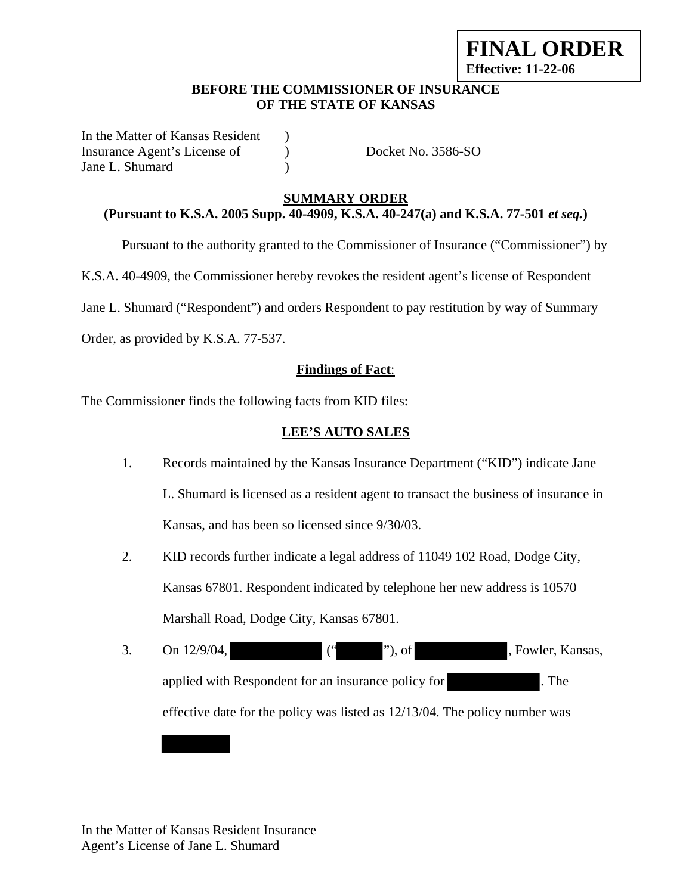**FINAL ORDER**
**Effective: 11-22-06**

**BEFORE THE COMMISSIONER OF INSURANCE**
**OF THE STATE OF KANSAS**

| | | |
|---|---|---|
| In the Matter of Kansas Resident | ) | |
| Insurance Agent's License of | ) | Docket No. 3586-SO |
| Jane L. Shumard | ) | |

**SUMMARY ORDER**
**(Pursuant to K.S.A. 2005 Supp. 40-4909, K.S.A. 40-247(a) and K.S.A. 77-501 *et seq.*)**

Pursuant to the authority granted to the Commissioner of Insurance ("Commissioner") by K.S.A. 40-4909, the Commissioner hereby revokes the resident agent's license of Respondent Jane L. Shumard ("Respondent") and orders Respondent to pay restitution by way of Summary Order, as provided by K.S.A. 77-537.

**Findings of Fact**:

The Commissioner finds the following facts from KID files:

**LEE'S AUTO SALES**

1. Records maintained by the Kansas Insurance Department ("KID") indicate Jane L. Shumard is licensed as a resident agent to transact the business of insurance in Kansas, and has been so licensed since 9/30/03.

2. KID records further indicate a legal address of 11049 102 Road, Dodge City, Kansas 67801. Respondent indicated by telephone her new address is 10570 Marshall Road, Dodge City, Kansas 67801.

3. On 12/9/04, [REDACTED] ("[REDACTED]"), of [REDACTED], Fowler, Kansas, applied with Respondent for an insurance policy for [REDACTED]. The effective date for the policy was listed as 12/13/04. The policy number was [REDACTED]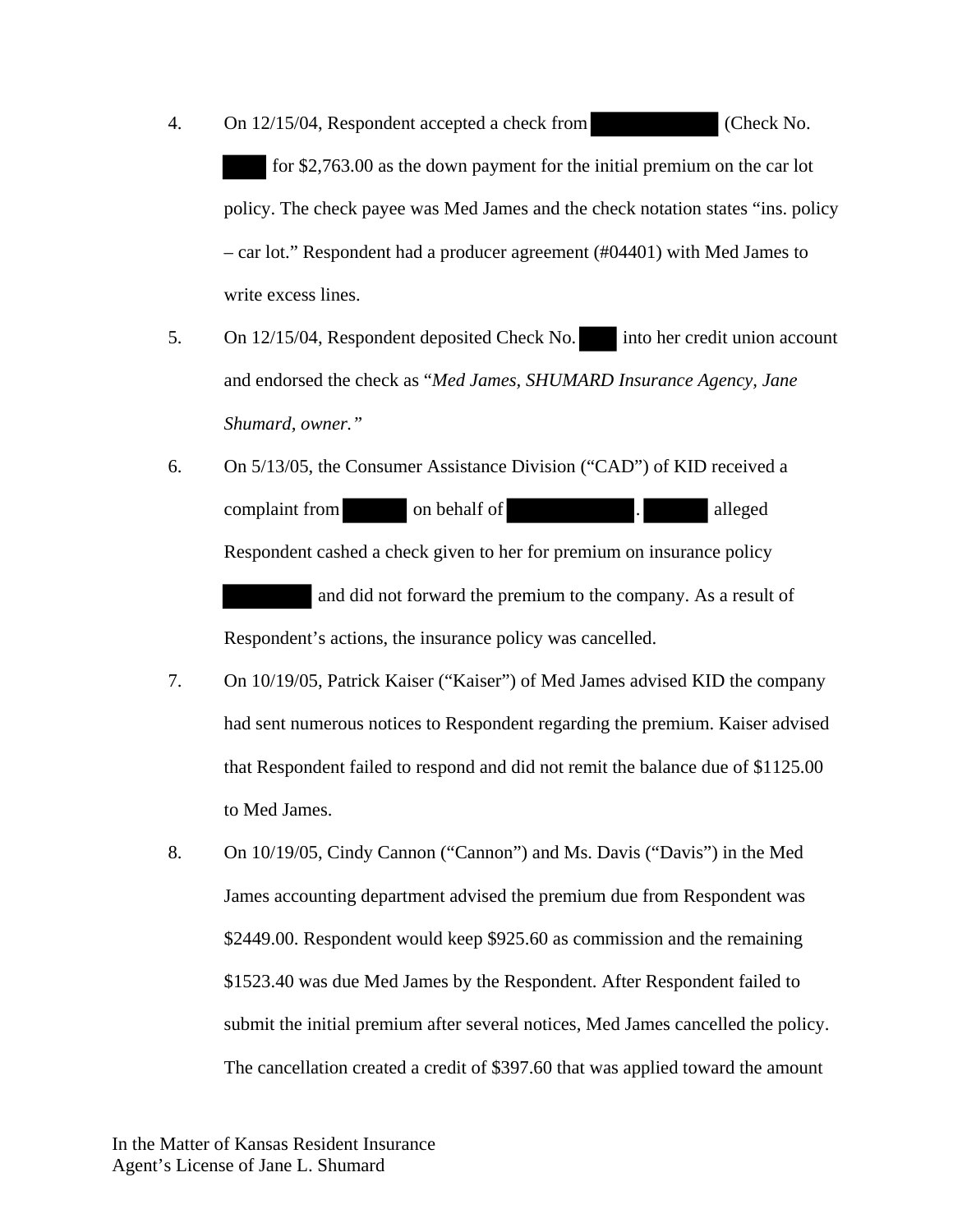4. On 12/15/04, Respondent accepted a check from [REDACTED] (Check No. [REDACTED] for $2,763.00 as the down payment for the initial premium on the car lot policy. The check payee was Med James and the check notation states "ins. policy – car lot." Respondent had a producer agreement (#04401) with Med James to write excess lines.

5. On 12/15/04, Respondent deposited Check No. [REDACTED] into her credit union account and endorsed the check as "*Med James, SHUMARD Insurance Agency, Jane Shumard, owner.*"

6. On 5/13/05, the Consumer Assistance Division ("CAD") of KID received a complaint from [REDACTED] on behalf of [REDACTED]. [REDACTED] alleged Respondent cashed a check given to her for premium on insurance policy [REDACTED] and did not forward the premium to the company. As a result of Respondent's actions, the insurance policy was cancelled.

7. On 10/19/05, Patrick Kaiser ("Kaiser") of Med James advised KID the company had sent numerous notices to Respondent regarding the premium. Kaiser advised that Respondent failed to respond and did not remit the balance due of $1125.00 to Med James.

8. On 10/19/05, Cindy Cannon ("Cannon") and Ms. Davis ("Davis") in the Med James accounting department advised the premium due from Respondent was $2449.00. Respondent would keep $925.60 as commission and the remaining $1523.40 was due Med James by the Respondent. After Respondent failed to submit the initial premium after several notices, Med James cancelled the policy. The cancellation created a credit of $397.60 that was applied toward the amount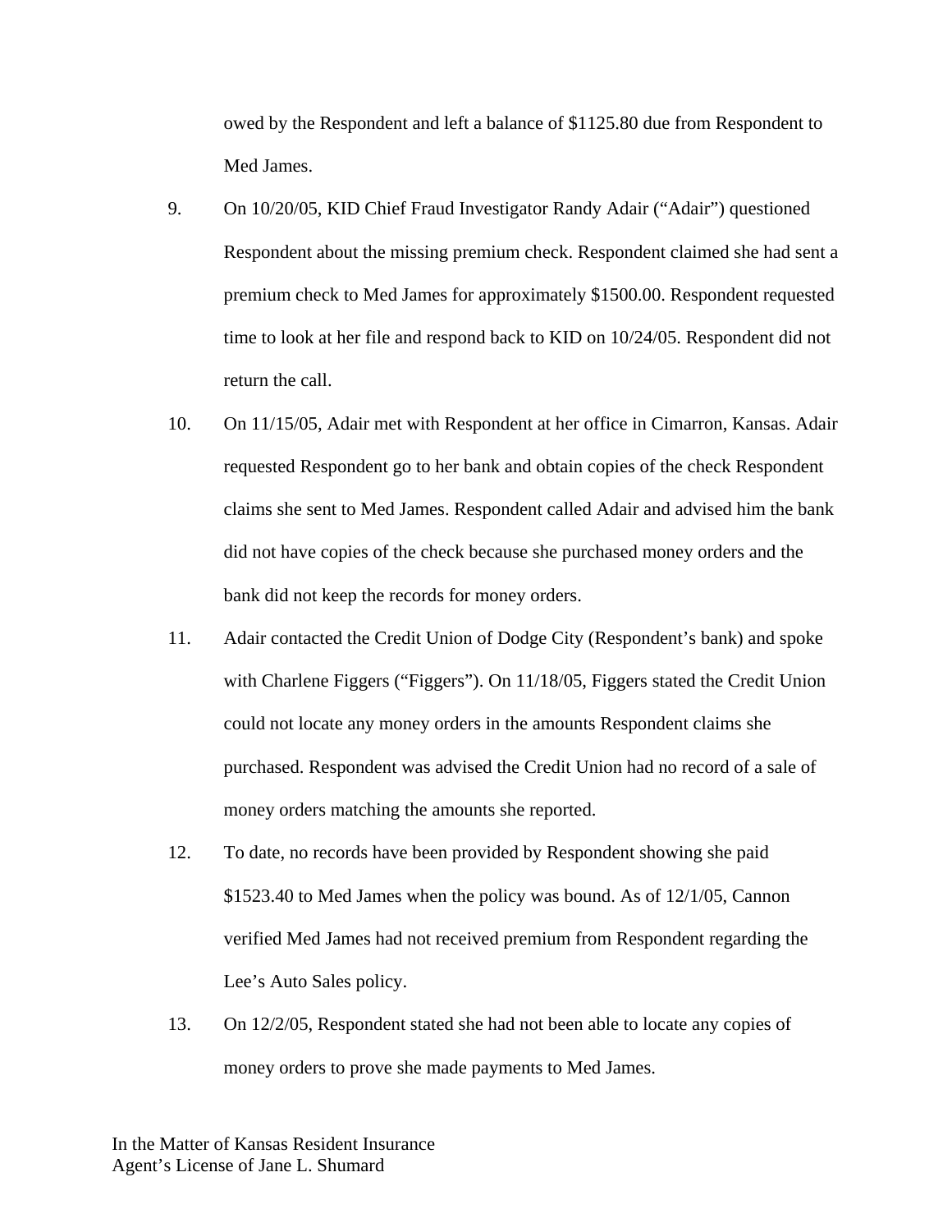owed by the Respondent and left a balance of $1125.80 due from Respondent to Med James.

9. On 10/20/05, KID Chief Fraud Investigator Randy Adair ("Adair") questioned Respondent about the missing premium check. Respondent claimed she had sent a premium check to Med James for approximately $1500.00. Respondent requested time to look at her file and respond back to KID on 10/24/05. Respondent did not return the call.

10. On 11/15/05, Adair met with Respondent at her office in Cimarron, Kansas. Adair requested Respondent go to her bank and obtain copies of the check Respondent claims she sent to Med James. Respondent called Adair and advised him the bank did not have copies of the check because she purchased money orders and the bank did not keep the records for money orders.

11. Adair contacted the Credit Union of Dodge City (Respondent's bank) and spoke with Charlene Figgers ("Figgers"). On 11/18/05, Figgers stated the Credit Union could not locate any money orders in the amounts Respondent claims she purchased. Respondent was advised the Credit Union had no record of a sale of money orders matching the amounts she reported.

12. To date, no records have been provided by Respondent showing she paid $1523.40 to Med James when the policy was bound. As of 12/1/05, Cannon verified Med James had not received premium from Respondent regarding the Lee's Auto Sales policy.

13. On 12/2/05, Respondent stated she had not been able to locate any copies of money orders to prove she made payments to Med James.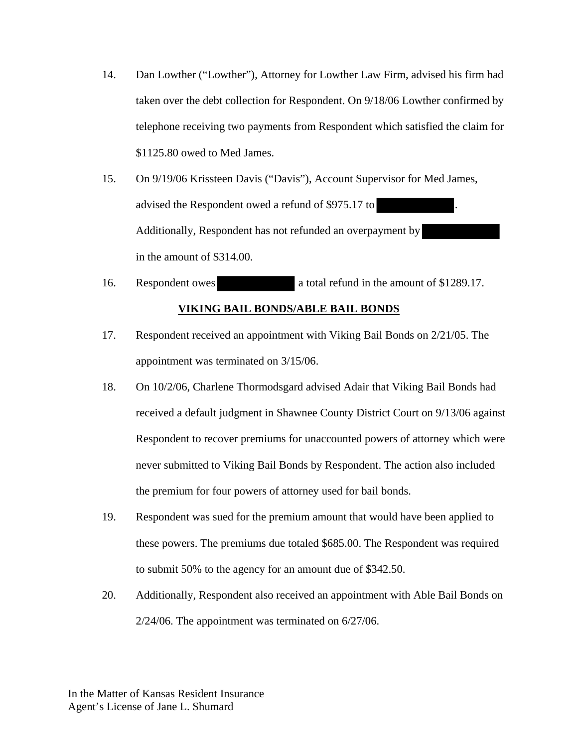14. Dan Lowther ("Lowther"), Attorney for Lowther Law Firm, advised his firm had taken over the debt collection for Respondent. On 9/18/06 Lowther confirmed by telephone receiving two payments from Respondent which satisfied the claim for $1125.80 owed to Med James.

15. On 9/19/06 Krissteen Davis ("Davis"), Account Supervisor for Med James, advised the Respondent owed a refund of $975.17 to [REDACTED]. Additionally, Respondent has not refunded an overpayment by [REDACTED] in the amount of $314.00.

16. Respondent owes [REDACTED] a total refund in the amount of $1289.17.

**VIKING BAIL BONDS/ABLE BAIL BONDS**

17. Respondent received an appointment with Viking Bail Bonds on 2/21/05. The appointment was terminated on 3/15/06.

18. On 10/2/06, Charlene Thormodsgard advised Adair that Viking Bail Bonds had received a default judgment in Shawnee County District Court on 9/13/06 against Respondent to recover premiums for unaccounted powers of attorney which were never submitted to Viking Bail Bonds by Respondent. The action also included the premium for four powers of attorney used for bail bonds.

19. Respondent was sued for the premium amount that would have been applied to these powers. The premiums due totaled $685.00. The Respondent was required to submit 50% to the agency for an amount due of $342.50.

20. Additionally, Respondent also received an appointment with Able Bail Bonds on 2/24/06. The appointment was terminated on 6/27/06.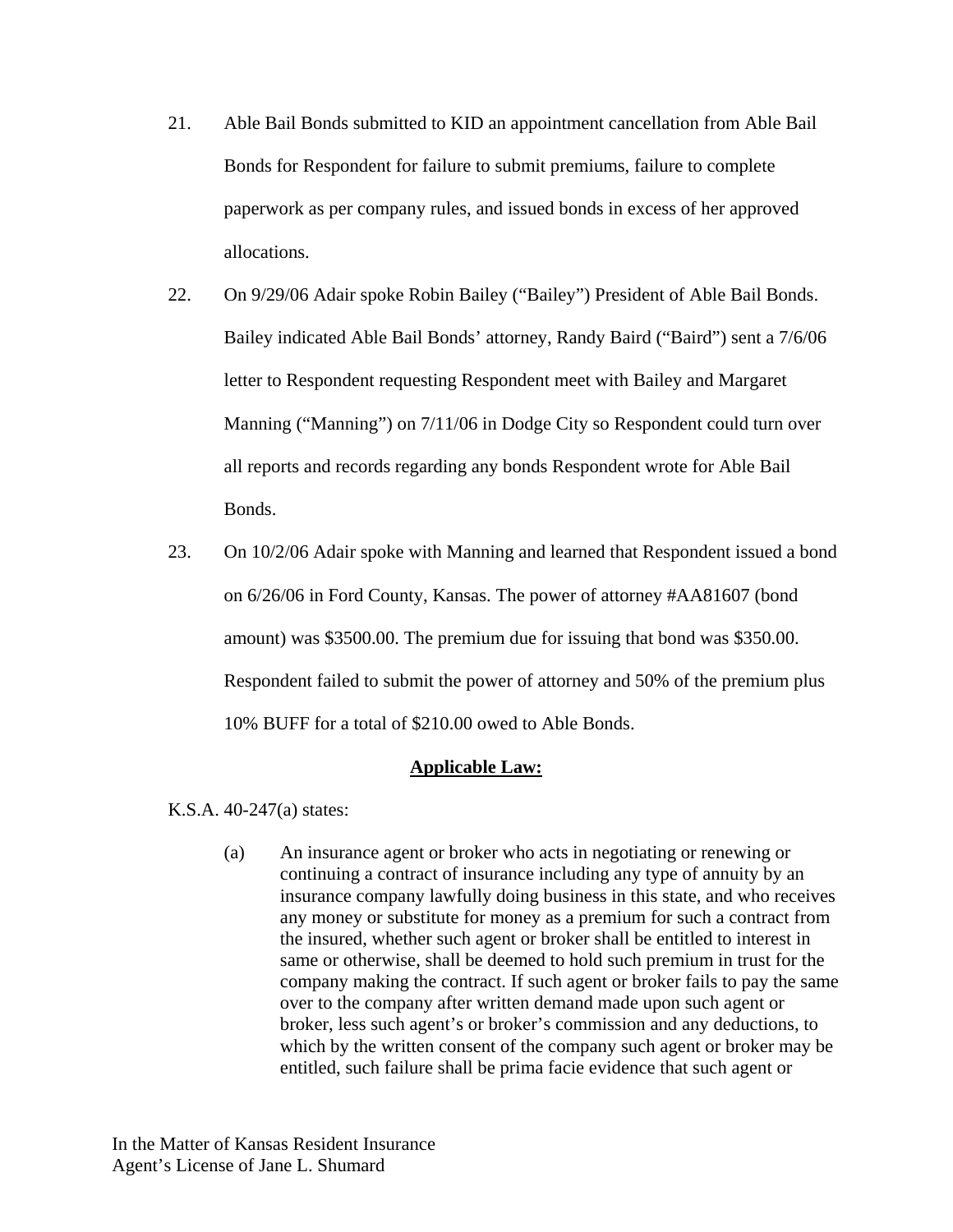21. Able Bail Bonds submitted to KID an appointment cancellation from Able Bail Bonds for Respondent for failure to submit premiums, failure to complete paperwork as per company rules, and issued bonds in excess of her approved allocations.

22. On 9/29/06 Adair spoke Robin Bailey ("Bailey") President of Able Bail Bonds. Bailey indicated Able Bail Bonds' attorney, Randy Baird ("Baird") sent a 7/6/06 letter to Respondent requesting Respondent meet with Bailey and Margaret Manning ("Manning") on 7/11/06 in Dodge City so Respondent could turn over all reports and records regarding any bonds Respondent wrote for Able Bail Bonds.

23. On 10/2/06 Adair spoke with Manning and learned that Respondent issued a bond on 6/26/06 in Ford County, Kansas. The power of attorney #AA81607 (bond amount) was $3500.00. The premium due for issuing that bond was $350.00. Respondent failed to submit the power of attorney and 50% of the premium plus 10% BUFF for a total of $210.00 owed to Able Bonds.

## **Applicable Law:**

K.S.A. 40-247(a) states:

> (a) An insurance agent or broker who acts in negotiating or renewing or continuing a contract of insurance including any type of annuity by an insurance company lawfully doing business in this state, and who receives any money or substitute for money as a premium for such a contract from the insured, whether such agent or broker shall be entitled to interest in same or otherwise, shall be deemed to hold such premium in trust for the company making the contract. If such agent or broker fails to pay the same over to the company after written demand made upon such agent or broker, less such agent's or broker's commission and any deductions, to which by the written consent of the company such agent or broker may be entitled, such failure shall be prima facie evidence that such agent or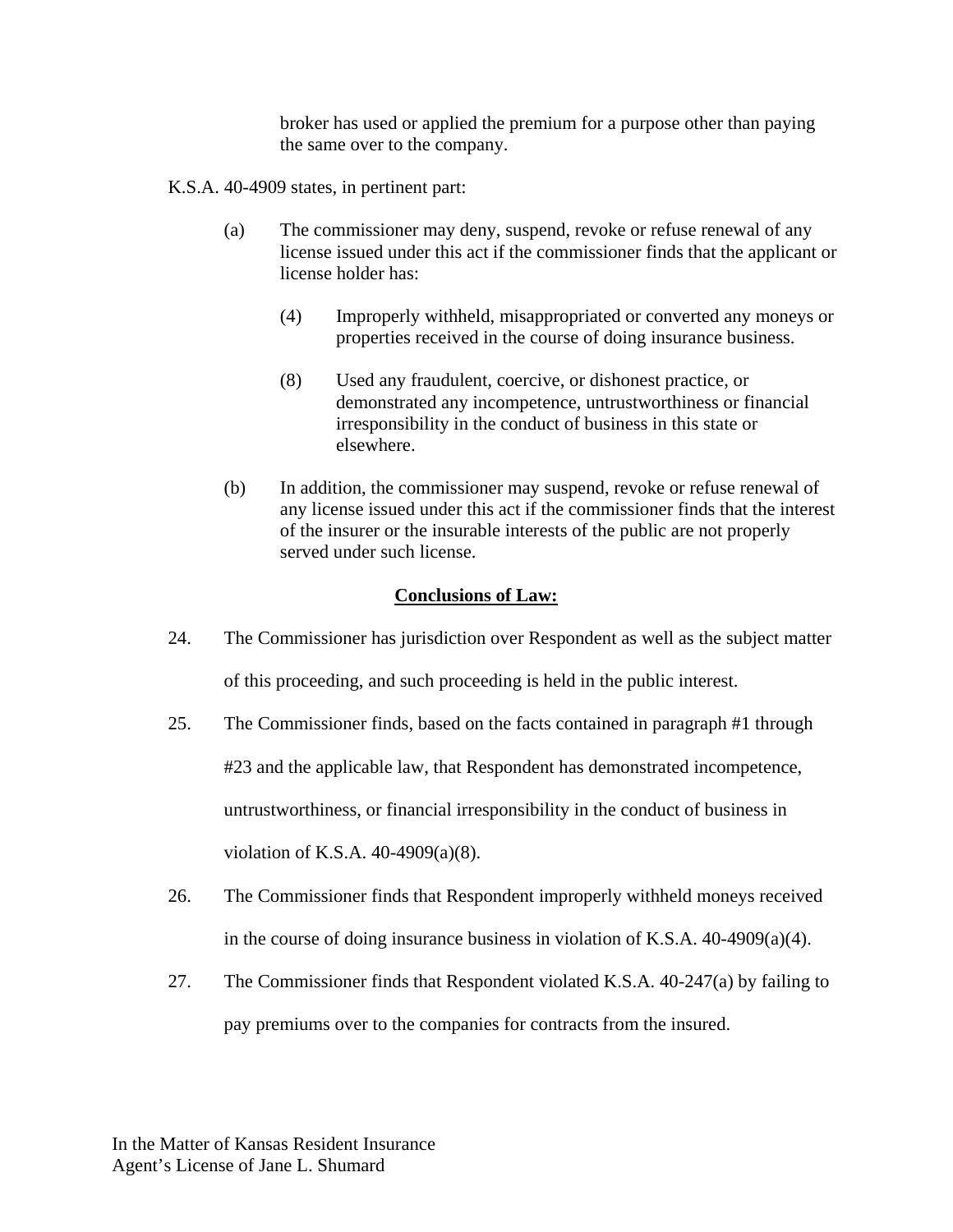broker has used or applied the premium for a purpose other than paying the same over to the company.

K.S.A. 40-4909 states, in pertinent part:

> (a) The commissioner may deny, suspend, revoke or refuse renewal of any license issued under this act if the commissioner finds that the applicant or license holder has:
>
> > (4) Improperly withheld, misappropriated or converted any moneys or properties received in the course of doing insurance business.
> >
> > (8) Used any fraudulent, coercive, or dishonest practice, or demonstrated any incompetence, untrustworthiness or financial irresponsibility in the conduct of business in this state or elsewhere.
>
> (b) In addition, the commissioner may suspend, revoke or refuse renewal of any license issued under this act if the commissioner finds that the interest of the insurer or the insurable interests of the public are not properly served under such license.

## Conclusions of Law:

24. The Commissioner has jurisdiction over Respondent as well as the subject matter of this proceeding, and such proceeding is held in the public interest.

25. The Commissioner finds, based on the facts contained in paragraph #1 through #23 and the applicable law, that Respondent has demonstrated incompetence, untrustworthiness, or financial irresponsibility in the conduct of business in violation of K.S.A. 40-4909(a)(8).

26. The Commissioner finds that Respondent improperly withheld moneys received in the course of doing insurance business in violation of K.S.A. 40-4909(a)(4).

27. The Commissioner finds that Respondent violated K.S.A. 40-247(a) by failing to pay premiums over to the companies for contracts from the insured.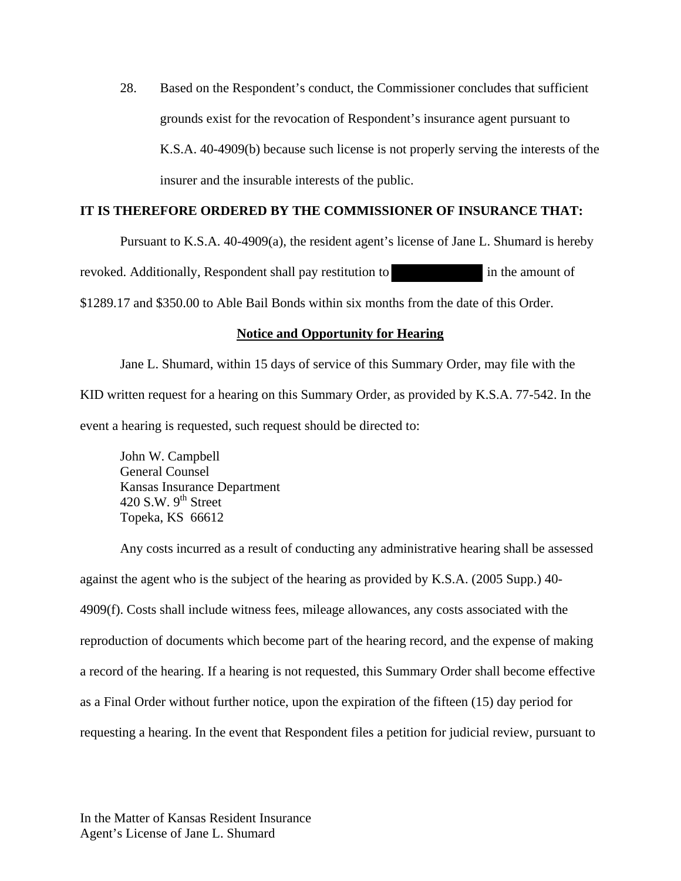28. Based on the Respondent's conduct, the Commissioner concludes that sufficient grounds exist for the revocation of Respondent's insurance agent pursuant to K.S.A. 40-4909(b) because such license is not properly serving the interests of the insurer and the insurable interests of the public.

**IT IS THEREFORE ORDERED BY THE COMMISSIONER OF INSURANCE THAT:**

Pursuant to K.S.A. 40-4909(a), the resident agent's license of Jane L. Shumard is hereby revoked. Additionally, Respondent shall pay restitution to [REDACTED] in the amount of $1289.17 and $350.00 to Able Bail Bonds within six months from the date of this Order.

**Notice and Opportunity for Hearing**

Jane L. Shumard, within 15 days of service of this Summary Order, may file with the KID written request for a hearing on this Summary Order, as provided by K.S.A. 77-542. In the event a hearing is requested, such request should be directed to:

John W. Campbell  
General Counsel  
Kansas Insurance Department  
420 S.W. 9th Street  
Topeka, KS 66612

Any costs incurred as a result of conducting any administrative hearing shall be assessed against the agent who is the subject of the hearing as provided by K.S.A. (2005 Supp.) 40-4909(f). Costs shall include witness fees, mileage allowances, any costs associated with the reproduction of documents which become part of the hearing record, and the expense of making a record of the hearing. If a hearing is not requested, this Summary Order shall become effective as a Final Order without further notice, upon the expiration of the fifteen (15) day period for requesting a hearing. In the event that Respondent files a petition for judicial review, pursuant to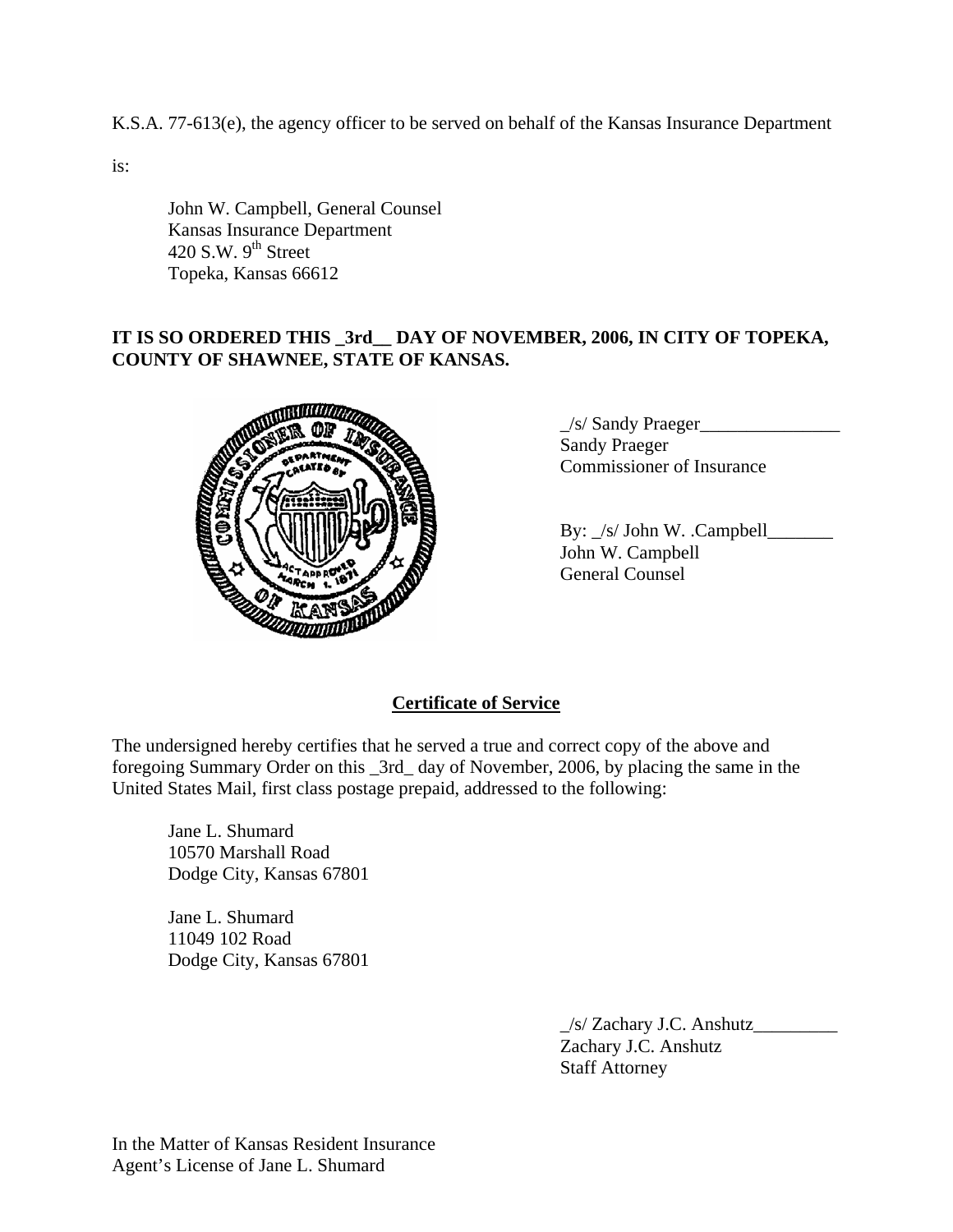K.S.A. 77-613(e), the agency officer to be served on behalf of the Kansas Insurance Department

is:

> John W. Campbell, General Counsel
> Kansas Insurance Department
> 420 S.W. 9th Street
> Topeka, Kansas 66612

**IT IS SO ORDERED THIS _3rd__ DAY OF NOVEMBER, 2006, IN CITY OF TOPEKA, COUNTY OF SHAWNEE, STATE OF KANSAS.**

_/s/ Sandy Praeger_______________
Sandy Praeger
Commissioner of Insurance

By: _/s/ John W. .Campbell_______
John W. Campbell
General Counsel

## Certificate of Service

The undersigned hereby certifies that he served a true and correct copy of the above and foregoing Summary Order on this _3rd_ day of November, 2006, by placing the same in the United States Mail, first class postage prepaid, addressed to the following:

> Jane L. Shumard
> 10570 Marshall Road
> Dodge City, Kansas 67801

> Jane L. Shumard
> 11049 102 Road
> Dodge City, Kansas 67801

_/s/ Zachary J.C. Anshutz_________
Zachary J.C. Anshutz
Staff Attorney

In the Matter of Kansas Resident Insurance
Agent's License of Jane L. Shumard